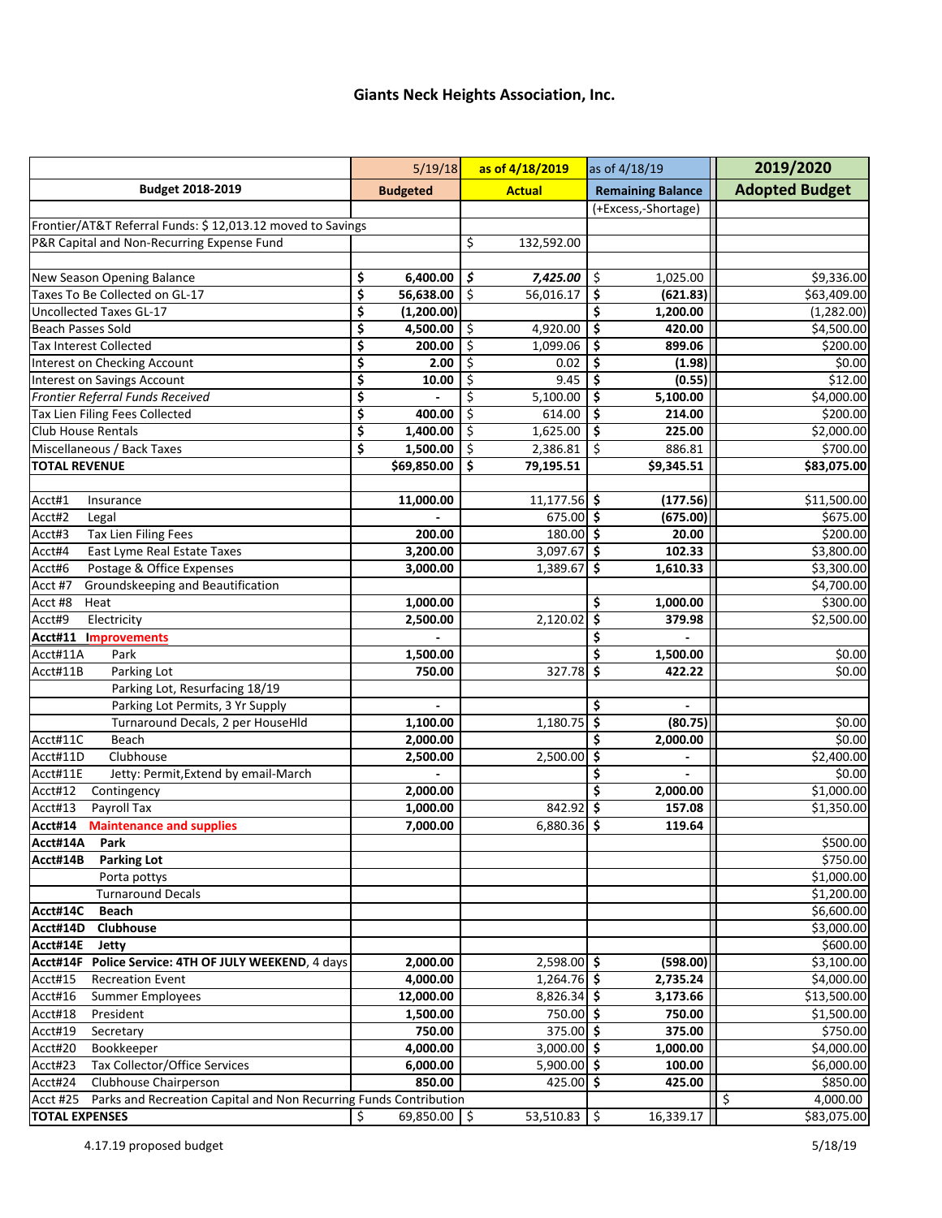# Giants Neck Heights Association, Inc.

| | 5/19/18 | as of 4/18/2019 | as of 4/18/19 | 2019/2020 |
|---|---|---|---|---|
| **Budget 2018-2019** | **Budgeted** | **Actual** | **Remaining Balance** | **Adopted Budget** |
| | | | (+Excess,-Shortage) | |
| Frontier/AT&T Referral Funds: $ 12,013.12 moved to Savings | | | | |
| P&R Capital and Non-Recurring Expense Fund | | $ 132,592.00 | | |
| | | | | |
| New Season Opening Balance | $ 6,400.00 | *$ 7,425.00* | $ 1,025.00 | $9,336.00 |
| Taxes To Be Collected on GL-17 | $ 56,638.00 | $ 56,016.17 | $ (621.83) | $63,409.00 |
| Uncollected Taxes GL-17 | $ (1,200.00) | | $ 1,200.00 | (1,282.00) |
| Beach Passes Sold | $ 4,500.00 | $ 4,920.00 | $ 420.00 | $4,500.00 |
| Tax Interest Collected | $ 200.00 | $ 1,099.06 | $ 899.06 | $200.00 |
| Interest on Checking Account | $ 2.00 | $ 0.02 | $ (1.98) | $0.00 |
| Interest on Savings Account | $ 10.00 | $ 9.45 | $ (0.55) | $12.00 |
| *Frontier Referral Funds Received* | $ - | $ 5,100.00 | $ 5,100.00 | $4,000.00 |
| Tax Lien Filing Fees Collected | $ 400.00 | $ 614.00 | $ 214.00 | $200.00 |
| Club House Rentals | $ 1,400.00 | $ 1,625.00 | $ 225.00 | $2,000.00 |
| Miscellaneous / Back Taxes | $ 1,500.00 | $ 2,386.81 | $ 886.81 | $700.00 |
| **TOTAL REVENUE** | **$69,850.00** | **$ 79,195.51** | **$9,345.51** | **$83,075.00** |
| | | | | |
| Acct#1 Insurance | 11,000.00 | 11,177.56 | $ (177.56) | $11,500.00 |
| Acct#2 Legal | - | 675.00 | $ (675.00) | $675.00 |
| Acct#3 Tax Lien Filing Fees | 200.00 | 180.00 | $ 20.00 | $200.00 |
| Acct#4 East Lyme Real Estate Taxes | 3,200.00 | 3,097.67 | $ 102.33 | $3,800.00 |
| Acct#6 Postage & Office Expenses | 3,000.00 | 1,389.67 | $ 1,610.33 | $3,300.00 |
| Acct #7 Groundskeeping and Beautification | | | | $4,700.00 |
| Acct #8 Heat | 1,000.00 | | $ 1,000.00 | $300.00 |
| Acct#9 Electricity | 2,500.00 | 2,120.02 | $ 379.98 | $2,500.00 |
| **Acct#11 Improvements** | - | | $ - | |
| Acct#11A Park | 1,500.00 | | $ 1,500.00 | $0.00 |
| Acct#11B Parking Lot | 750.00 | 327.78 | $ 422.22 | $0.00 |
| Parking Lot, Resurfacing 18/19 | | | | |
| Parking Lot Permits, 3 Yr Supply | - | | $ - | |
| Turnaround Decals, 2 per HouseHld | 1,100.00 | 1,180.75 | $ (80.75) | $0.00 |
| Acct#11C Beach | 2,000.00 | | $ 2,000.00 | $0.00 |
| Acct#11D Clubhouse | 2,500.00 | 2,500.00 | $ - | $2,400.00 |
| Acct#11E Jetty: Permit,Extend by email-March | - | | $ - | $0.00 |
| Acct#12 Contingency | 2,000.00 | | $ 2,000.00 | $1,000.00 |
| Acct#13 Payroll Tax | 1,000.00 | 842.92 | $ 157.08 | $1,350.00 |
| **Acct#14 Maintenance and supplies** | 7,000.00 | 6,880.36 | $ 119.64 | |
| **Acct#14A Park** | | | | $500.00 |
| **Acct#14B Parking Lot** | | | | $750.00 |
| Porta pottys | | | | $1,000.00 |
| Turnaround Decals | | | | $1,200.00 |
| **Acct#14C Beach** | | | | $6,600.00 |
| **Acct#14D Clubhouse** | | | | $3,000.00 |
| **Acct#14E Jetty** | | | | $600.00 |
| **Acct#14F Police Service: 4TH OF JULY WEEKEND**, 4 days | 2,000.00 | 2,598.00 | $ (598.00) | $3,100.00 |
| Acct#15 Recreation Event | 4,000.00 | 1,264.76 | $ 2,735.24 | $4,000.00 |
| Acct#16 Summer Employees | 12,000.00 | 8,826.34 | $ 3,173.66 | $13,500.00 |
| Acct#18 President | 1,500.00 | 750.00 | $ 750.00 | $1,500.00 |
| Acct#19 Secretary | 750.00 | 375.00 | $ 375.00 | $750.00 |
| Acct#20 Bookkeeper | 4,000.00 | 3,000.00 | $ 1,000.00 | $4,000.00 |
| Acct#23 Tax Collector/Office Services | 6,000.00 | 5,900.00 | $ 100.00 | $6,000.00 |
| Acct#24 Clubhouse Chairperson | 850.00 | 425.00 | $ 425.00 | $850.00 |
| Acct #25 Parks and Recreation Capital and Non Recurring Funds Contribution | | | | $ 4,000.00 |
| **TOTAL EXPENSES** | $ 69,850.00 | $ 53,510.83 | $ 16,339.17 | $83,075.00 |

4.17.19 proposed budget

5/18/19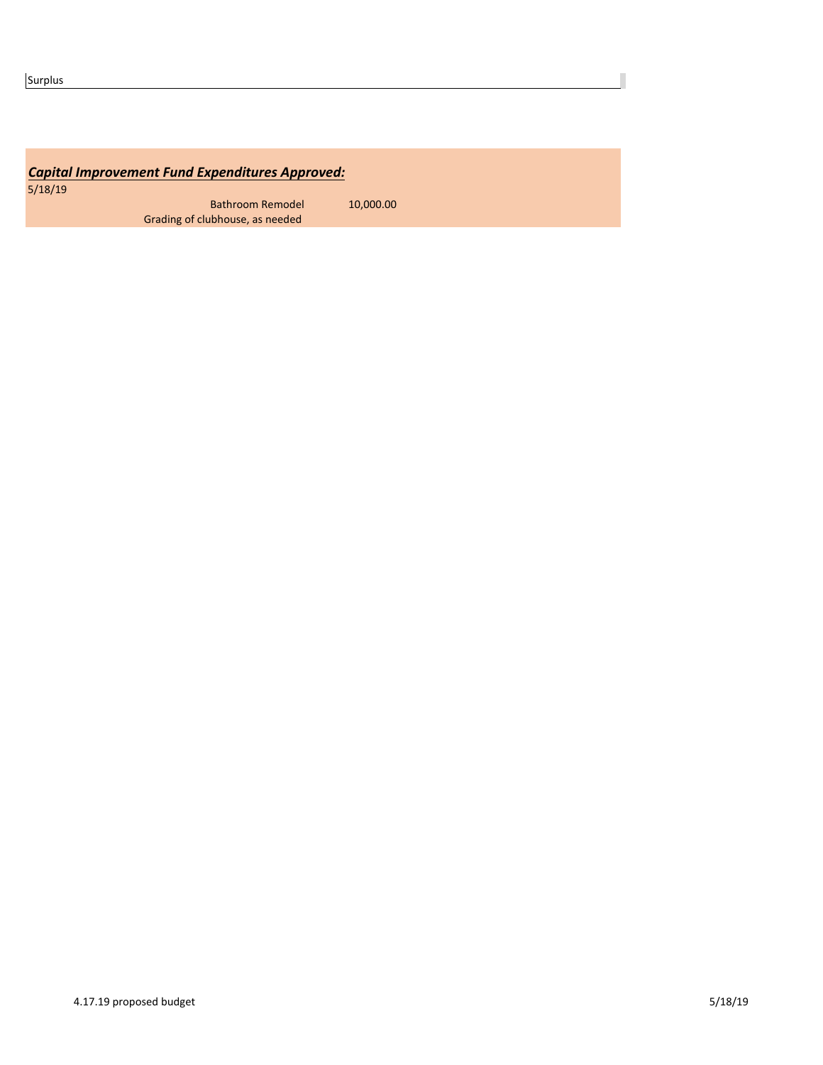Surplus

***Capital Improvement Fund Expenditures Approved:***

5/18/19

| | | |
|---|---|---|
| | Bathroom Remodel | 10,000.00 |
| | Grading of clubhouse, as needed | |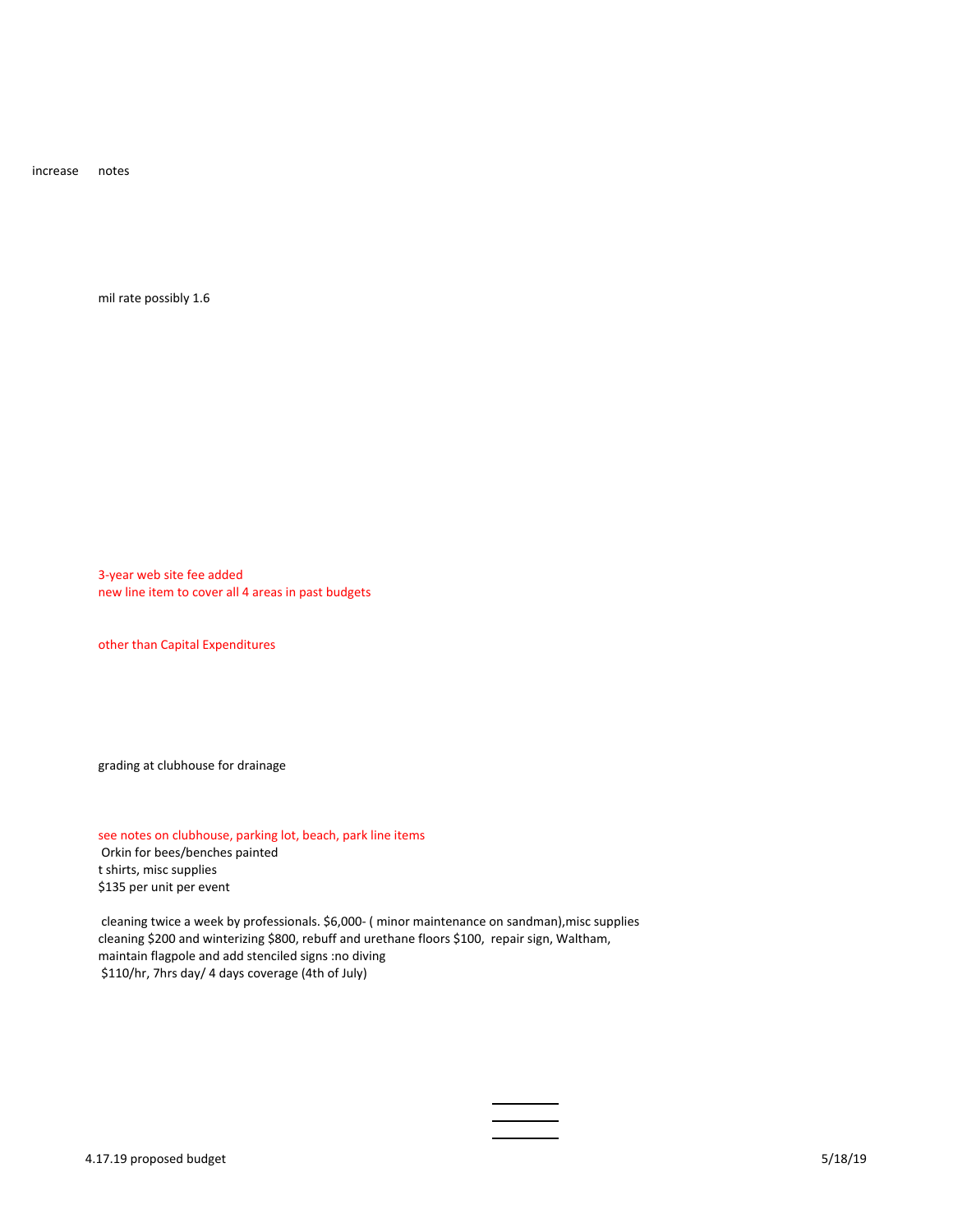| increase | notes |
|---|---|
| | mil rate possibly 1.6 |
| | 3-year web site fee added |
| | new line item to cover all 4 areas in past budgets |
| | other than Capital Expenditures |
| | grading at clubhouse for drainage |
| | see notes on clubhouse, parking lot, beach, park line items |
| | Orkin for bees/benches painted |
| | t shirts, misc supplies |
| | $135 per unit per event |
| | cleaning twice a week by professionals. $6,000- ( minor maintenance on sandman),misc supplies |
| | cleaning $200 and winterizing $800, rebuff and urethane floors $100, repair sign, Waltham, maintain flagpole and add stenciled signs :no diving |
| | $110/hr, 7hrs day/ 4 days coverage (4th of July) |

4.17.19 proposed budget

5/18/19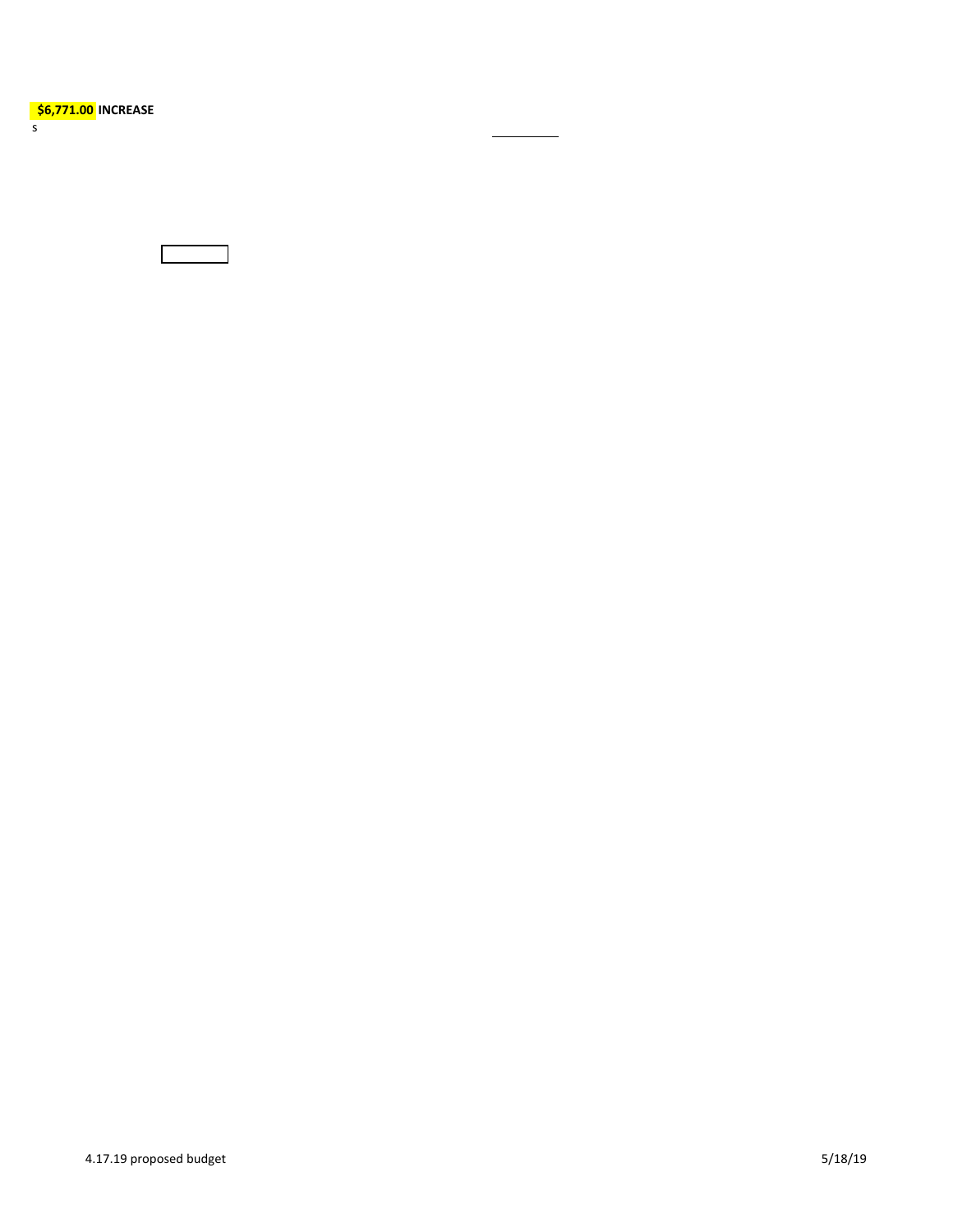**$6,771.00 INCREASE**

s